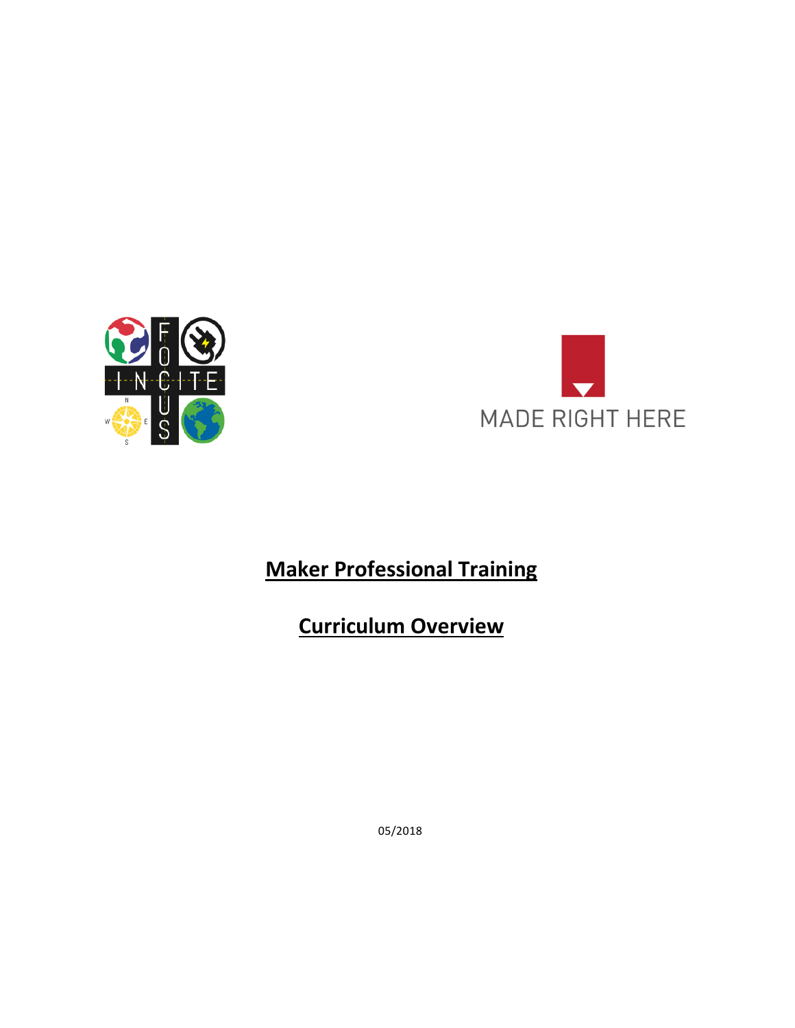# Maker Professional Training

## Curriculum Overview

05/2018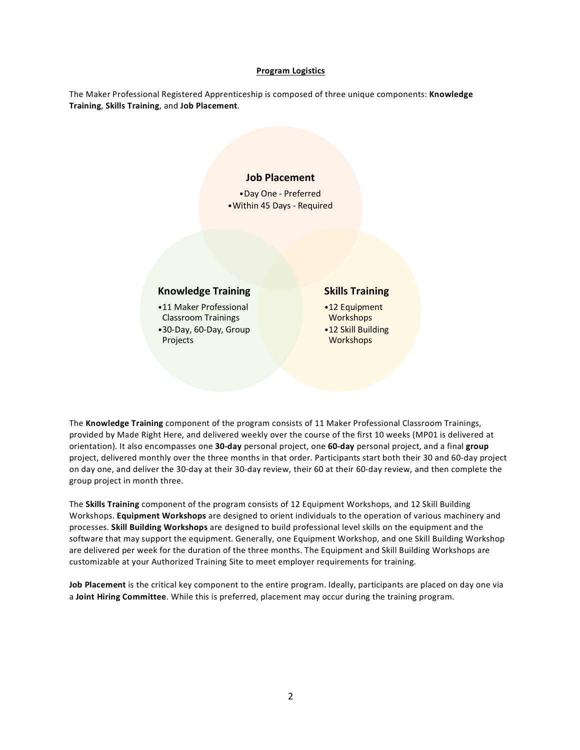## Program Logistics

The Maker Professional Registered Apprenticeship is composed of three unique components: **Knowledge Training**, **Skills Training**, and **Job Placement**.

**Job Placement**

- Day One - Preferred
- Within 45 Days - Required

**Knowledge Training**

- 11 Maker Professional Classroom Trainings
- 30-Day, 60-Day, Group Projects

**Skills Training**

- 12 Equipment Workshops
- 12 Skill Building Workshops

The **Knowledge Training** component of the program consists of 11 Maker Professional Classroom Trainings, provided by Made Right Here, and delivered weekly over the course of the first 10 weeks (MP01 is delivered at orientation). It also encompasses one **30-day** personal project, one **60-day** personal project, and a final **group** project, delivered monthly over the three months in that order. Participants start both their 30 and 60-day project on day one, and deliver the 30-day at their 30-day review, their 60 at their 60-day review, and then complete the group project in month three.

The **Skills Training** component of the program consists of 12 Equipment Workshops, and 12 Skill Building Workshops. **Equipment Workshops** are designed to orient individuals to the operation of various machinery and processes. **Skill Building Workshops** are designed to build professional level skills on the equipment and the software that may support the equipment. Generally, one Equipment Workshop, and one Skill Building Workshop are delivered per week for the duration of the three months. The Equipment and Skill Building Workshops are customizable at your Authorized Training Site to meet employer requirements for training.

**Job Placement** is the critical key component to the entire program. Ideally, participants are placed on day one via a **Joint Hiring Committee**. While this is preferred, placement may occur during the training program.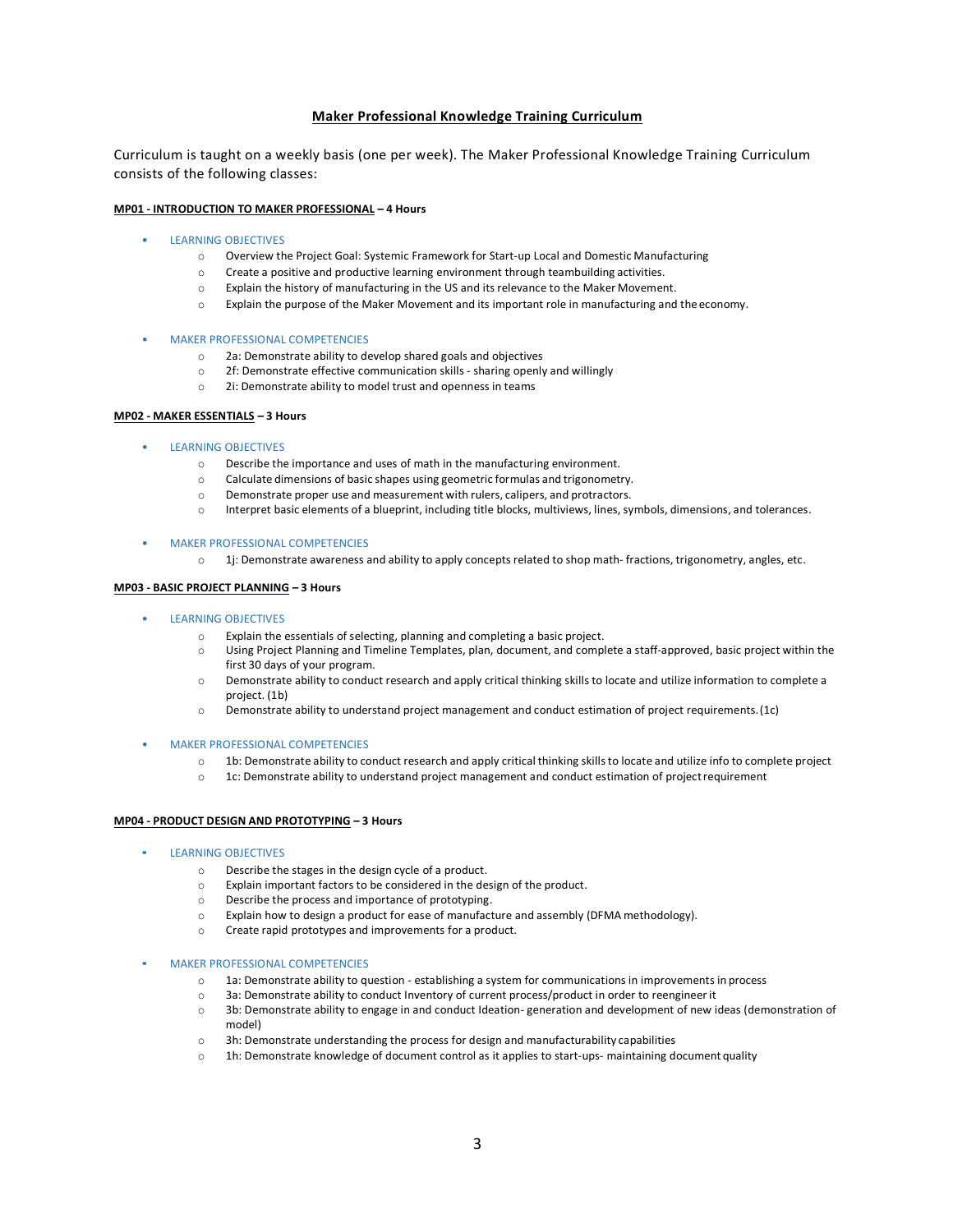## Maker Professional Knowledge Training Curriculum

Curriculum is taught on a weekly basis (one per week). The Maker Professional Knowledge Training Curriculum consists of the following classes:

### MP01 - INTRODUCTION TO MAKER PROFESSIONAL – 4 Hours

- LEARNING OBJECTIVES
  - Overview the Project Goal: Systemic Framework for Start-up Local and Domestic Manufacturing
  - Create a positive and productive learning environment through teambuilding activities.
  - Explain the history of manufacturing in the US and its relevance to the Maker Movement.
  - Explain the purpose of the Maker Movement and its important role in manufacturing and the economy.

- MAKER PROFESSIONAL COMPETENCIES
  - 2a: Demonstrate ability to develop shared goals and objectives
  - 2f: Demonstrate effective communication skills - sharing openly and willingly
  - 2i: Demonstrate ability to model trust and openness in teams

### MP02 - MAKER ESSENTIALS – 3 Hours

- LEARNING OBJECTIVES
  - Describe the importance and uses of math in the manufacturing environment.
  - Calculate dimensions of basic shapes using geometric formulas and trigonometry.
  - Demonstrate proper use and measurement with rulers, calipers, and protractors.
  - Interpret basic elements of a blueprint, including title blocks, multiviews, lines, symbols, dimensions, and tolerances.

- MAKER PROFESSIONAL COMPETENCIES
  - 1j: Demonstrate awareness and ability to apply concepts related to shop math- fractions, trigonometry, angles, etc.

### MP03 - BASIC PROJECT PLANNING – 3 Hours

- LEARNING OBJECTIVES
  - Explain the essentials of selecting, planning and completing a basic project.
  - Using Project Planning and Timeline Templates, plan, document, and complete a staff-approved, basic project within the first 30 days of your program.
  - Demonstrate ability to conduct research and apply critical thinking skills to locate and utilize information to complete a project. (1b)
  - Demonstrate ability to understand project management and conduct estimation of project requirements. (1c)

- MAKER PROFESSIONAL COMPETENCIES
  - 1b: Demonstrate ability to conduct research and apply critical thinking skills to locate and utilize info to complete project
  - 1c: Demonstrate ability to understand project management and conduct estimation of project requirement

### MP04 - PRODUCT DESIGN AND PROTOTYPING – 3 Hours

- LEARNING OBJECTIVES
  - Describe the stages in the design cycle of a product.
  - Explain important factors to be considered in the design of the product.
  - Describe the process and importance of prototyping.
  - Explain how to design a product for ease of manufacture and assembly (DFMA methodology).
  - Create rapid prototypes and improvements for a product.

- MAKER PROFESSIONAL COMPETENCIES
  - 1a: Demonstrate ability to question - establishing a system for communications in improvements in process
  - 3a: Demonstrate ability to conduct Inventory of current process/product in order to reengineer it
  - 3b: Demonstrate ability to engage in and conduct Ideation- generation and development of new ideas (demonstration of model)
  - 3h: Demonstrate understanding the process for design and manufacturability capabilities
  - 1h: Demonstrate knowledge of document control as it applies to start-ups- maintaining document quality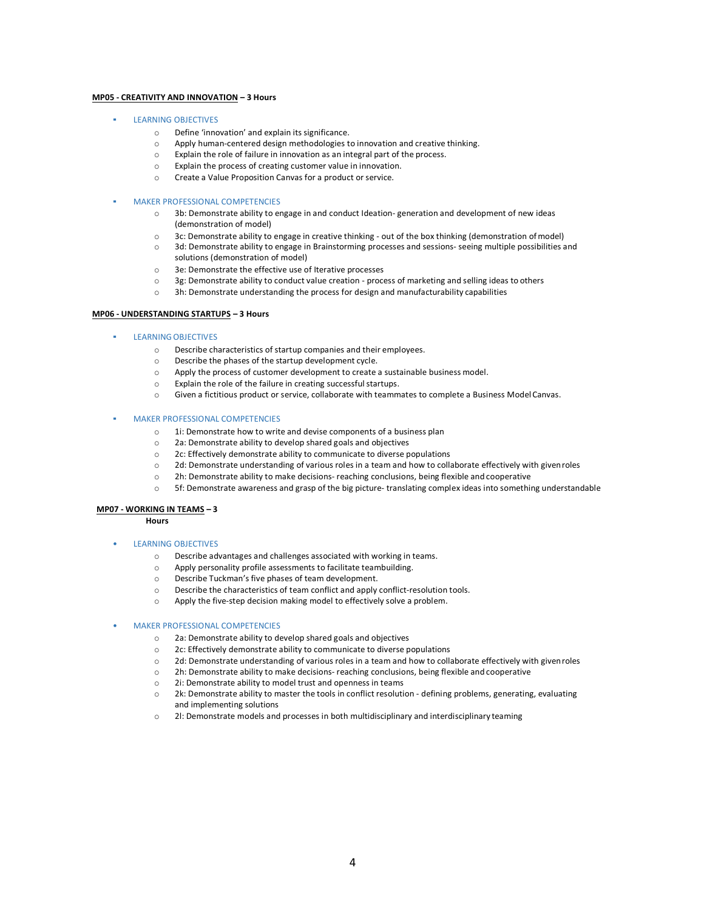**MP05 - CREATIVITY AND INNOVATION – 3 Hours**

- LEARNING OBJECTIVES
  - Define 'innovation' and explain its significance.
  - Apply human-centered design methodologies to innovation and creative thinking.
  - Explain the role of failure in innovation as an integral part of the process.
  - Explain the process of creating customer value in innovation.
  - Create a Value Proposition Canvas for a product or service.

- MAKER PROFESSIONAL COMPETENCIES
  - 3b: Demonstrate ability to engage in and conduct Ideation- generation and development of new ideas (demonstration of model)
  - 3c: Demonstrate ability to engage in creative thinking - out of the box thinking (demonstration of model)
  - 3d: Demonstrate ability to engage in Brainstorming processes and sessions- seeing multiple possibilities and solutions (demonstration of model)
  - 3e: Demonstrate the effective use of Iterative processes
  - 3g: Demonstrate ability to conduct value creation - process of marketing and selling ideas to others
  - 3h: Demonstrate understanding the process for design and manufacturability capabilities

**MP06 - UNDERSTANDING STARTUPS – 3 Hours**

- LEARNING OBJECTIVES
  - Describe characteristics of startup companies and their employees.
  - Describe the phases of the startup development cycle.
  - Apply the process of customer development to create a sustainable business model.
  - Explain the role of the failure in creating successful startups.
  - Given a fictitious product or service, collaborate with teammates to complete a Business Model Canvas.

- MAKER PROFESSIONAL COMPETENCIES
  - 1i: Demonstrate how to write and devise components of a business plan
  - 2a: Demonstrate ability to develop shared goals and objectives
  - 2c: Effectively demonstrate ability to communicate to diverse populations
  - 2d: Demonstrate understanding of various roles in a team and how to collaborate effectively with given roles
  - 2h: Demonstrate ability to make decisions- reaching conclusions, being flexible and cooperative
  - 5f: Demonstrate awareness and grasp of the big picture- translating complex ideas into something understandable

**MP07 - WORKING IN TEAMS – 3 Hours**

- LEARNING OBJECTIVES
  - Describe advantages and challenges associated with working in teams.
  - Apply personality profile assessments to facilitate teambuilding.
  - Describe Tuckman's five phases of team development.
  - Describe the characteristics of team conflict and apply conflict-resolution tools.
  - Apply the five-step decision making model to effectively solve a problem.

- MAKER PROFESSIONAL COMPETENCIES
  - 2a: Demonstrate ability to develop shared goals and objectives
  - 2c: Effectively demonstrate ability to communicate to diverse populations
  - 2d: Demonstrate understanding of various roles in a team and how to collaborate effectively with given roles
  - 2h: Demonstrate ability to make decisions- reaching conclusions, being flexible and cooperative
  - 2i: Demonstrate ability to model trust and openness in teams
  - 2k: Demonstrate ability to master the tools in conflict resolution - defining problems, generating, evaluating and implementing solutions
  - 2l: Demonstrate models and processes in both multidisciplinary and interdisciplinary teaming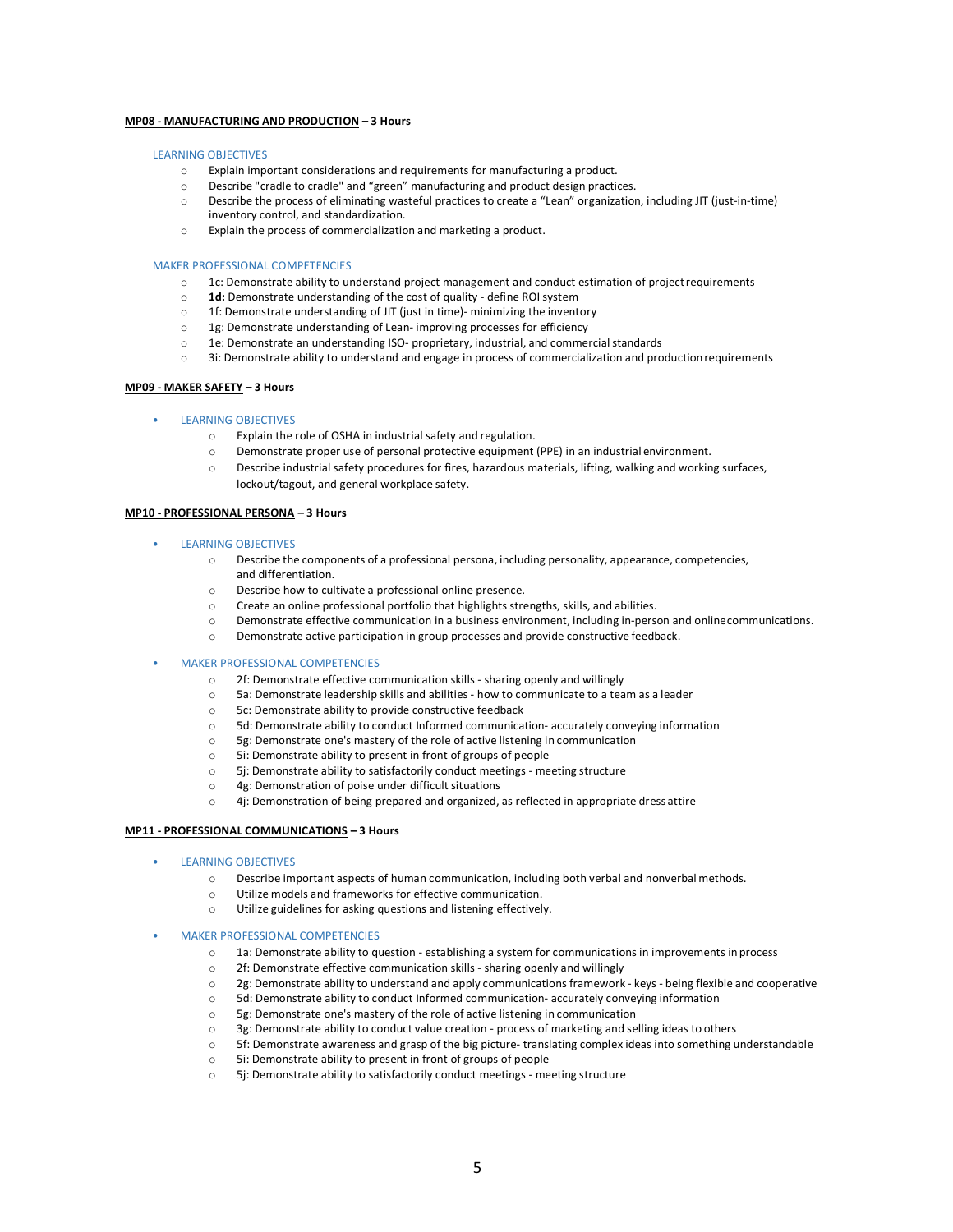**MP08 - MANUFACTURING AND PRODUCTION – 3 Hours**

LEARNING OBJECTIVES

- Explain important considerations and requirements for manufacturing a product.
- Describe "cradle to cradle" and "green" manufacturing and product design practices.
- Describe the process of eliminating wasteful practices to create a "Lean" organization, including JIT (just-in-time) inventory control, and standardization.
- Explain the process of commercialization and marketing a product.

MAKER PROFESSIONAL COMPETENCIES

- 1c: Demonstrate ability to understand project management and conduct estimation of project requirements
- **1d:** Demonstrate understanding of the cost of quality - define ROI system
- 1f: Demonstrate understanding of JIT (just in time)- minimizing the inventory
- 1g: Demonstrate understanding of Lean- improving processes for efficiency
- 1e: Demonstrate an understanding ISO- proprietary, industrial, and commercial standards
- 3i: Demonstrate ability to understand and engage in process of commercialization and production requirements

**MP09 - MAKER SAFETY – 3 Hours**

- LEARNING OBJECTIVES
  - Explain the role of OSHA in industrial safety and regulation.
  - Demonstrate proper use of personal protective equipment (PPE) in an industrial environment.
  - Describe industrial safety procedures for fires, hazardous materials, lifting, walking and working surfaces, lockout/tagout, and general workplace safety.

**MP10 - PROFESSIONAL PERSONA – 3 Hours**

- LEARNING OBJECTIVES
  - Describe the components of a professional persona, including personality, appearance, competencies, and differentiation.
  - Describe how to cultivate a professional online presence.
  - Create an online professional portfolio that highlights strengths, skills, and abilities.
  - Demonstrate effective communication in a business environment, including in-person and online communications.
  - Demonstrate active participation in group processes and provide constructive feedback.
- MAKER PROFESSIONAL COMPETENCIES
  - 2f: Demonstrate effective communication skills - sharing openly and willingly
  - 5a: Demonstrate leadership skills and abilities - how to communicate to a team as a leader
  - 5c: Demonstrate ability to provide constructive feedback
  - 5d: Demonstrate ability to conduct Informed communication- accurately conveying information
  - 5g: Demonstrate one's mastery of the role of active listening in communication
  - 5i: Demonstrate ability to present in front of groups of people
  - 5j: Demonstrate ability to satisfactorily conduct meetings - meeting structure
  - 4g: Demonstration of poise under difficult situations
  - 4j: Demonstration of being prepared and organized, as reflected in appropriate dress attire

**MP11 - PROFESSIONAL COMMUNICATIONS – 3 Hours**

- LEARNING OBJECTIVES
  - Describe important aspects of human communication, including both verbal and nonverbal methods.
  - Utilize models and frameworks for effective communication.
  - Utilize guidelines for asking questions and listening effectively.
- MAKER PROFESSIONAL COMPETENCIES
  - 1a: Demonstrate ability to question - establishing a system for communications in improvements in process
  - 2f: Demonstrate effective communication skills - sharing openly and willingly
  - 2g: Demonstrate ability to understand and apply communications framework - keys - being flexible and cooperative
  - 5d: Demonstrate ability to conduct Informed communication- accurately conveying information
  - 5g: Demonstrate one's mastery of the role of active listening in communication
  - 3g: Demonstrate ability to conduct value creation - process of marketing and selling ideas to others
  - 5f: Demonstrate awareness and grasp of the big picture- translating complex ideas into something understandable
  - 5i: Demonstrate ability to present in front of groups of people
  - 5j: Demonstrate ability to satisfactorily conduct meetings - meeting structure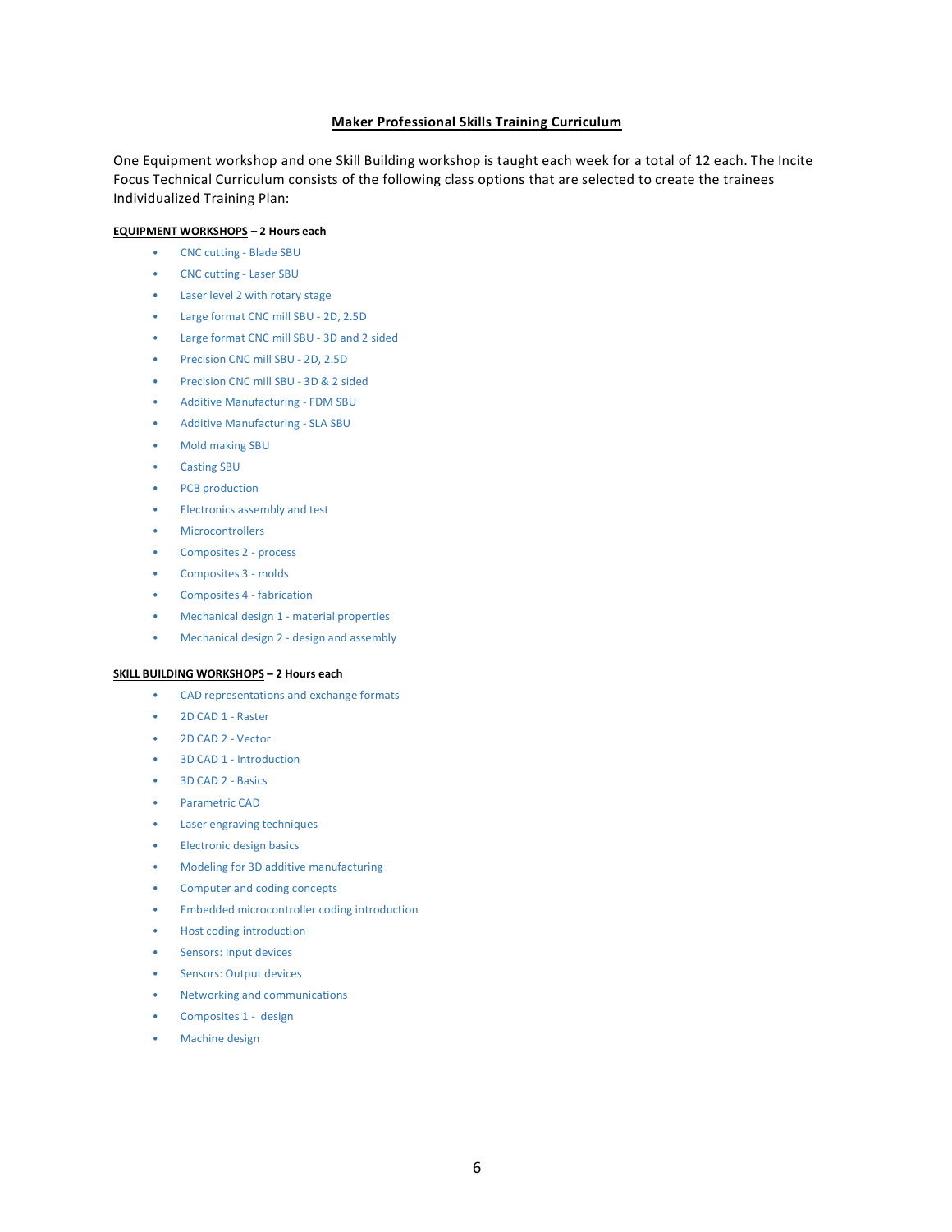# Maker Professional Skills Training Curriculum

One Equipment workshop and one Skill Building workshop is taught each week for a total of 12 each. The Incite Focus Technical Curriculum consists of the following class options that are selected to create the trainees Individualized Training Plan:

**EQUIPMENT WORKSHOPS – 2 Hours each**

- CNC cutting - Blade SBU
- CNC cutting - Laser SBU
- Laser level 2 with rotary stage
- Large format CNC mill SBU - 2D, 2.5D
- Large format CNC mill SBU - 3D and 2 sided
- Precision CNC mill SBU - 2D, 2.5D
- Precision CNC mill SBU - 3D & 2 sided
- Additive Manufacturing - FDM SBU
- Additive Manufacturing - SLA SBU
- Mold making SBU
- Casting SBU
- PCB production
- Electronics assembly and test
- Microcontrollers
- Composites 2 - process
- Composites 3 - molds
- Composites 4 - fabrication
- Mechanical design 1 - material properties
- Mechanical design 2 - design and assembly

**SKILL BUILDING WORKSHOPS – 2 Hours each**

- CAD representations and exchange formats
- 2D CAD 1 - Raster
- 2D CAD 2 - Vector
- 3D CAD 1 - Introduction
- 3D CAD 2 - Basics
- Parametric CAD
- Laser engraving techniques
- Electronic design basics
- Modeling for 3D additive manufacturing
- Computer and coding concepts
- Embedded microcontroller coding introduction
- Host coding introduction
- Sensors: Input devices
- Sensors: Output devices
- Networking and communications
- Composites 1 - design
- Machine design